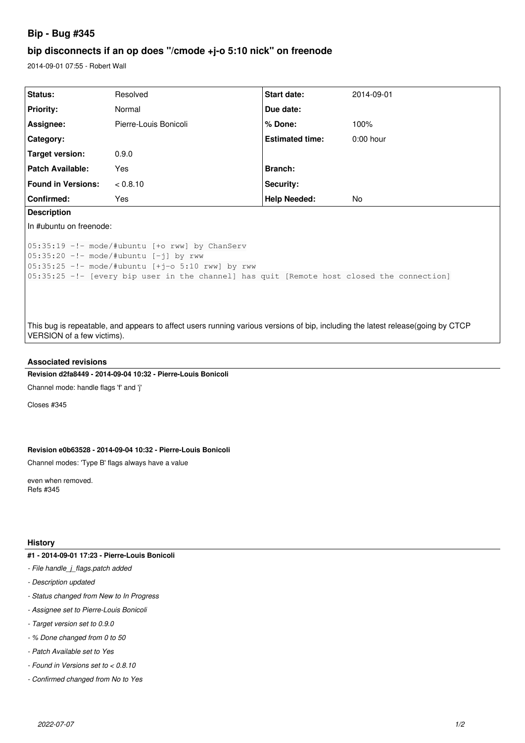# Bip - Bug #345

## bip disconnects if an op does "/cmode +j-o 5:10 nick" on freenode

2014-09-01 07:55 - Robert Wall

| | | | |
|---|---|---|---|
| **Status:** | Resolved | **Start date:** | 2014-09-01 |
| **Priority:** | Normal | **Due date:** | |
| **Assignee:** | Pierre-Louis Bonicoli | **% Done:** | 100% |
| **Category:** | | **Estimated time:** | 0:00 hour |
| **Target version:** | 0.9.0 | | |
| **Patch Available:** | Yes | **Branch:** | |
| **Found in Versions:** | < 0.8.10 | **Security:** | |
| **Confirmed:** | Yes | **Help Needed:** | No |

**Description**

In #ubuntu on freenode:

```
05:35:19 -!- mode/#ubuntu [+o rww] by ChanServ
05:35:20 -!- mode/#ubuntu [-j] by rww
05:35:25 -!- mode/#ubuntu [+j-o 5:10 rww] by rww
05:35:25 -!- [every bip user in the channel] has quit [Remote host closed the connection]
```

This bug is repeatable, and appears to affect users running various versions of bip, including the latest release(going by CTCP VERSION of a few victims).

### Associated revisions

**Revision d2fa8449 - 2014-09-04 10:32 - Pierre-Louis Bonicoli**

Channel mode: handle flags 'f' and 'j'

Closes #345

**Revision e0b63528 - 2014-09-04 10:32 - Pierre-Louis Bonicoli**

Channel modes: 'Type B' flags always have a value

even when removed.
Refs #345

### History

**#1 - 2014-09-01 17:23 - Pierre-Louis Bonicoli**

- *File handle_j_flags.patch added*
- *Description updated*
- *Status changed from New to In Progress*
- *Assignee set to Pierre-Louis Bonicoli*
- *Target version set to 0.9.0*
- *% Done changed from 0 to 50*
- *Patch Available set to Yes*
- *Found in Versions set to < 0.8.10*
- *Confirmed changed from No to Yes*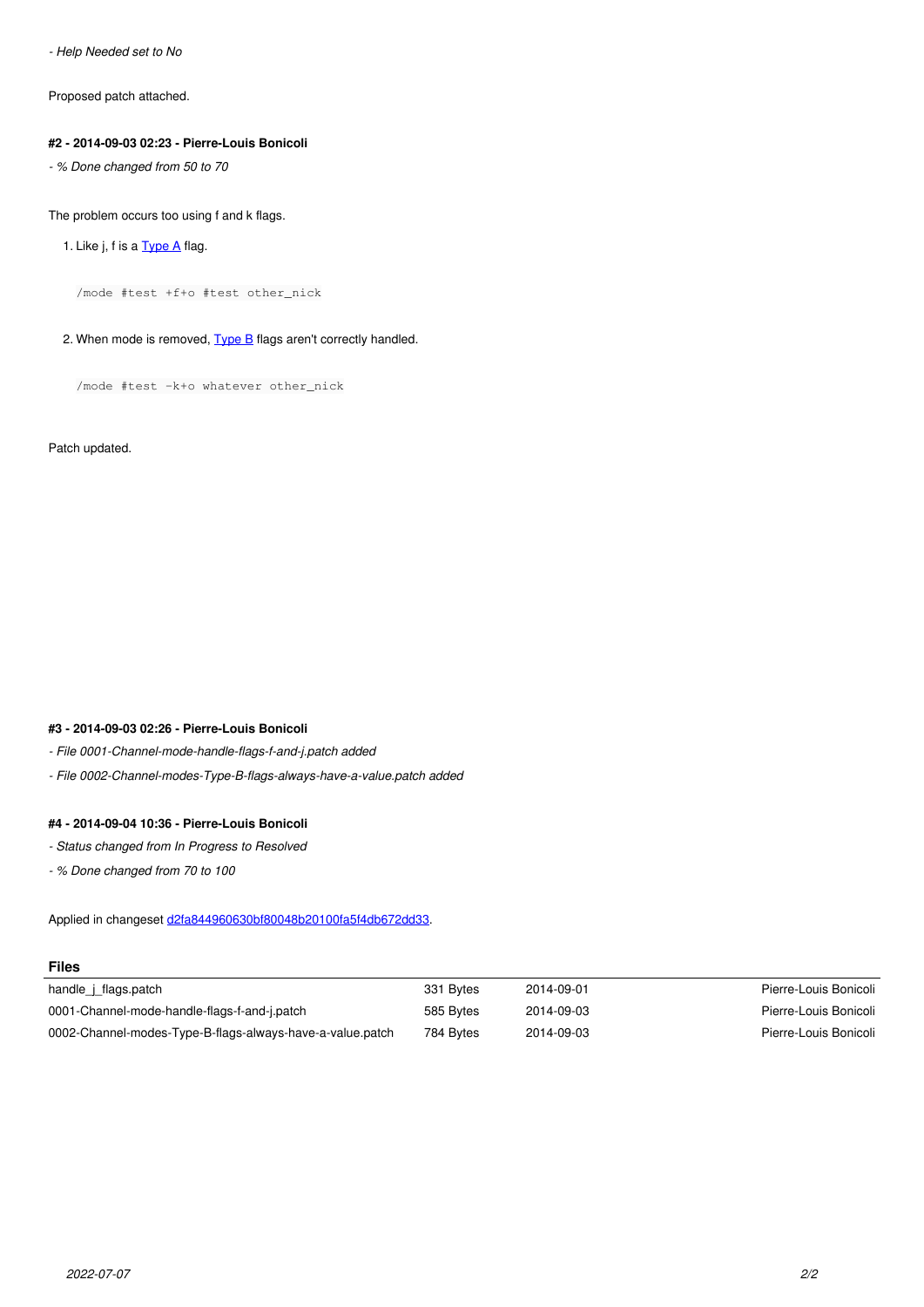*- Help Needed set to No*

Proposed patch attached.

#### #2 - 2014-09-03 02:23 - Pierre-Louis Bonicoli

*- % Done changed from 50 to 70*

The problem occurs too using f and k flags.

1. Like j, f is a Type A flag.

```
/mode #test +f+o #test other_nick
```

2. When mode is removed, Type B flags aren't correctly handled.

```
/mode #test -k+o whatever other_nick
```

Patch updated.

#### #3 - 2014-09-03 02:26 - Pierre-Louis Bonicoli

*- File 0001-Channel-mode-handle-flags-f-and-j.patch added*

*- File 0002-Channel-modes-Type-B-flags-always-have-a-value.patch added*

#### #4 - 2014-09-04 10:36 - Pierre-Louis Bonicoli

*- Status changed from In Progress to Resolved*

*- % Done changed from 70 to 100*

Applied in changeset d2fa844960630bf80048b20100fa5f4db672dd33.

### Files

| | | | |
|---|---|---|---|
| handle_j_flags.patch | 331 Bytes | 2014-09-01 | Pierre-Louis Bonicoli |
| 0001-Channel-mode-handle-flags-f-and-j.patch | 585 Bytes | 2014-09-03 | Pierre-Louis Bonicoli |
| 0002-Channel-modes-Type-B-flags-always-have-a-value.patch | 784 Bytes | 2014-09-03 | Pierre-Louis Bonicoli |